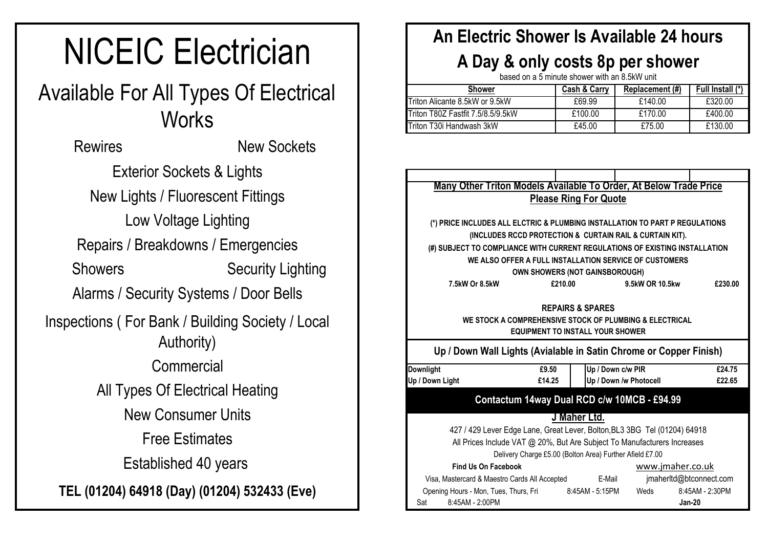# NICEIC Electrician

## Available For All Types Of Electrical Works

Rewires

New Sockets

Exterior Sockets & Lights

New Lights / Fluorescent Fittings

Low Voltage Lighting

Repairs / Breakdowns / Emergencies

Showers

Security Lighting

Alarms / Security Systems / Door Bells

Inspections ( For Bank / Building Society / Local Authority)

Commercial

All Types Of Electrical Heating

New Consumer Units

Free Estimates

Established 40 years

**TEL (01204) 64918 (Day) (01204) 532433 (Eve)**

## An Electric Shower Is Available 24 hours A Day & only costs 8p per shower

based on a 5 minute shower with an 8.5kW unit

| Shower | Cash & Carry | Replacement (#) | Full Install (*) |
|---|---|---|---|
| Triton Alicante 8.5kW or 9.5kW | £69.99 | £140.00 | £320.00 |
| Triton T80Z Fastfit 7.5/8.5/9.5kW | £100.00 | £170.00 | £400.00 |
| Triton T30i Handwash 3kW | £45.00 | £75.00 | £130.00 |

**Many Other Triton Models Available To Order, At Below Trade Price**

**Please Ring For Quote**

**(*) PRICE INCLUDES ALL ELCTRIC & PLUMBING INSTALLATION TO PART P REGULATIONS (INCLUDES RCCD PROTECTION & CURTAIN RAIL & CURTAIN KIT).**

**(#) SUBJECT TO COMPLIANCE WITH CURRENT REGULATIONS OF EXISTING INSTALLATION**

**WE ALSO OFFER A FULL INSTALLATION SERVICE OF CUSTOMERS OWN SHOWERS (NOT GAINSBOROUGH)**

| | | | |
|---|---|---|---|
| **7.5kW Or 8.5kW** | **£210.00** | **9.5kW OR 10.5kw** | **£230.00** |

**REPAIRS & SPARES**

**WE STOCK A COMPREHENSIVE STOCK OF PLUMBING & ELECTRICAL EQUIPMENT TO INSTALL YOUR SHOWER**

**Up / Down Wall Lights (Avialable in Satin Chrome or Copper Finish)**

| | | | |
|---|---|---|---|
| **Downlight** | **£9.50** | **Up / Down c/w PIR** | **£24.75** |
| **Up / Down Light** | **£14.25** | **Up / Down /w Photocell** | **£22.65** |

**Contactum 14way Dual RCD c/w 10MCB - £94.99**

**J Maher Ltd.**

427 / 429 Lever Edge Lane, Great Lever, Bolton,BL3 3BG Tel (01204) 64918

All Prices Include VAT @ 20%, But Are Subject To Manufacturers Increases

Delivery Charge £5.00 (Bolton Area) Further Afield £7.00

**Find Us On Facebook** www.jmaher.co.uk

Visa, Mastercard & Maestro Cards All Accepted E-Mail jmaherltd@btconnect.com

Opening Hours - Mon, Tues, Thurs, Fri 8:45AM - 5:15PM Weds 8:45AM - 2:30PM

Sat 8:45AM - 2:00PM **Jan-20**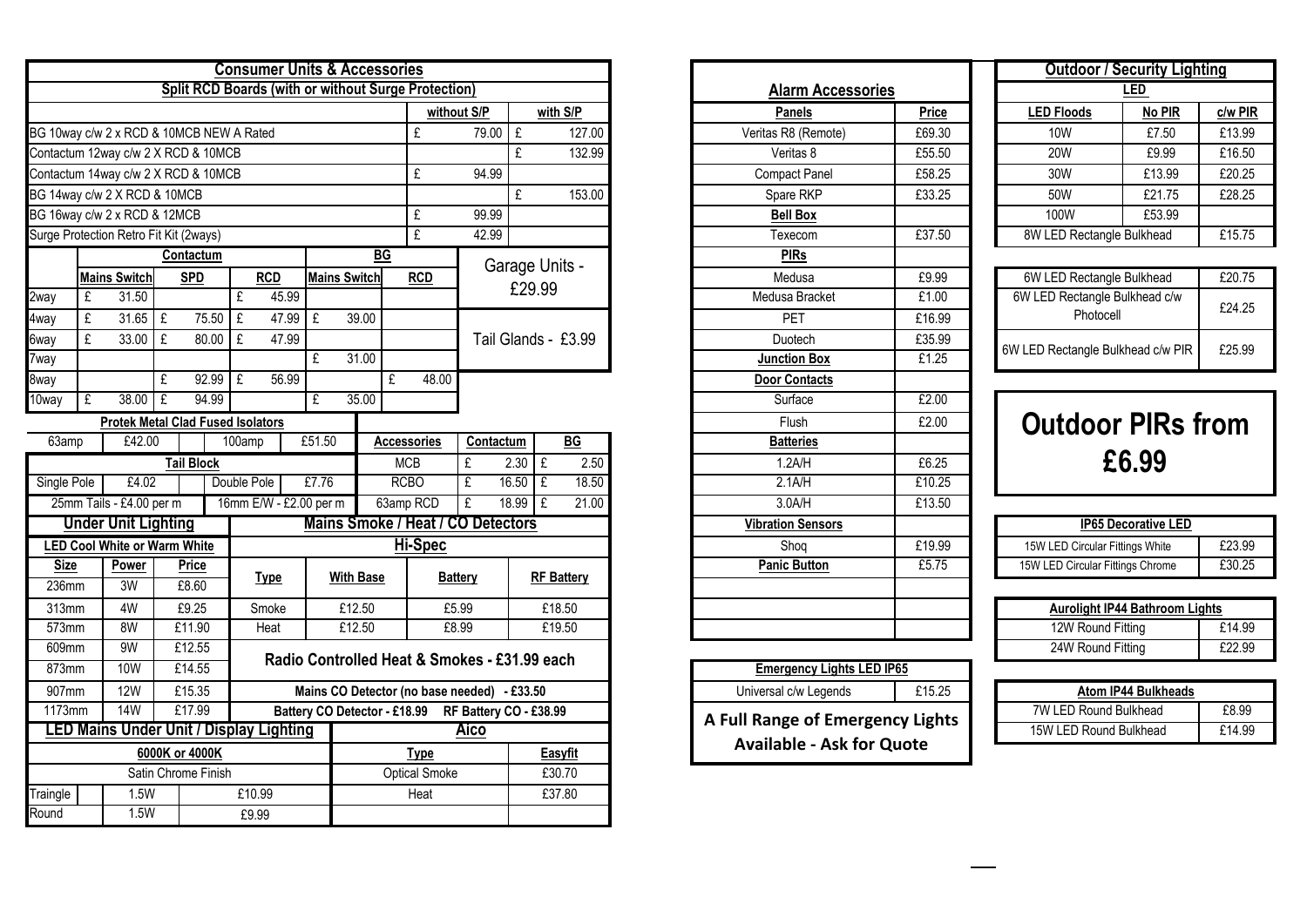# Consumer Units & Accessories

## Split RCD Boards (with or without Surge Protection)

| | without S/P | with S/P |
|---|---|---|
| BG 10way c/w 2 x RCD & 10MCB NEW A Rated | £ 79.00 | £ 127.00 |
| Contactum 12way c/w 2 X RCD & 10MCB | | £ 132.99 |
| Contactum 14way c/w 2 X RCD & 10MCB | £ 94.99 | |
| BG 14way c/w 2 X RCD & 10MCB | | £ 153.00 |
| BG 16way c/w 2 x RCD & 12MCB | £ 99.99 | |
| Surge Protection Retro Fit Kit (2ways) | £ 42.99 | |

| | Contactum | | | BG | |
|---|---|---|---|---|---|
| | Mains Switch | SPD | RCD | Mains Switch | RCD |
| 2way | £ 31.50 | | £ 45.99 | | |
| 4way | £ 31.65 | £ 75.50 | £ 47.99 | £ 39.00 | |
| 6way | £ 33.00 | £ 80.00 | £ 47.99 | | |
| 7way | | | | £ 31.00 | |
| 8way | | £ 92.99 | £ 56.99 | | £ 48.00 |
| 10way | £ 38.00 | £ 94.99 | | £ 35.00 | |

Garage Units - £29.99

Tail Glands - £3.99

### Protek Metal Clad Fused Isolators

| 63amp | £42.00 | 100amp | £51.50 |
|---|---|---|---|

### Tail Block

| Single Pole | £4.02 | Double Pole | £7.76 |
|---|---|---|---|
| 25mm Tails - £4.00 per m | | 16mm E/W - £2.00 per m | |

| Accessories | Contactum | BG |
|---|---|---|
| MCB | £ 2.30 | £ 2.50 |
| RCBO | £ 16.50 | £ 18.50 |
| 63amp RCD | £ 18.99 | £ 21.00 |

## Under Unit Lighting

**LED Cool White or Warm White**

| Size | Power | Price |
|---|---|---|
| 236mm | 3W | £8.60 |
| 313mm | 4W | £9.25 |
| 573mm | 8W | £11.90 |
| 609mm | 9W | £12.55 |
| 873mm | 10W | £14.55 |
| 907mm | 12W | £15.35 |
| 1173mm | 14W | £17.99 |

## Mains Smoke / Heat / CO Detectors

### Hi-Spec

| Type | With Base | Battery | RF Battery |
|---|---|---|---|
| Smoke | £12.50 | £5.99 | £18.50 |
| Heat | £12.50 | £8.99 | £19.50 |

Radio Controlled Heat & Smokes - £31.99 each

Mains CO Detector (no base needed) - £33.50

Battery CO Detector - £18.99 RF Battery CO - £38.99

## LED Mains Under Unit / Display Lighting

6000K or 4000K

Satin Chrome Finish

| Traingle | 1.5W | £10.99 |
|---|---|---|
| Round | 1.5W | £9.99 |

### Aico

| Type | Easyfit |
|---|---|
| Optical Smoke | £30.70 |
| Heat | £37.80 |

## Alarm Accessories

| Panels | Price |
|---|---|
| Veritas R8 (Remote) | £69.30 |
| Veritas 8 | £55.50 |
| Compact Panel | £58.25 |
| Spare RKP | £33.25 |
| **Bell Box** | |
| Texecom | £37.50 |
| **PIRs** | |
| Medusa | £9.99 |
| Medusa Bracket | £1.00 |
| PET | £16.99 |
| Duotech | £35.99 |
| **Junction Box** | £1.25 |
| **Door Contacts** | |
| Surface | £2.00 |
| Flush | £2.00 |
| **Batteries** | |
| 1.2A/H | £6.25 |
| 2.1A/H | £10.25 |
| 3.0A/H | £13.50 |
| **Vibration Sensors** | |
| Shoq | £19.99 |
| **Panic Button** | £5.75 |

| Emergency Lights LED IP65 | |
|---|---|
| Universal c/w Legends | £15.25 |

**A Full Range of Emergency Lights Available - Ask for Quote**

## Outdoor / Security Lighting

### LED

| LED Floods | No PIR | c/w PIR |
|---|---|---|
| 10W | £7.50 | £13.99 |
| 20W | £9.99 | £16.50 |
| 30W | £13.99 | £20.25 |
| 50W | £21.75 | £28.25 |
| 100W | £53.99 | |
| 8W LED Rectangle Bulkhead | | £15.75 |

| | |
|---|---|
| 6W LED Rectangle Bulkhead | £20.75 |
| 6W LED Rectangle Bulkhead c/w Photocell | £24.25 |
| 6W LED Rectangle Bulkhead c/w PIR | £25.99 |

# Outdoor PIRs from £6.99

| IP65 Decorative LED | |
|---|---|
| 15W LED Circular Fittings White | £23.99 |
| 15W LED Circular Fittings Chrome | £30.25 |

| Aurolight IP44 Bathroom Lights | |
|---|---|
| 12W Round Fitting | £14.99 |
| 24W Round Fitting | £22.99 |

| Atom IP44 Bulkheads | |
|---|---|
| 7W LED Round Bulkhead | £8.99 |
| 15W LED Round Bulkhead | £14.99 |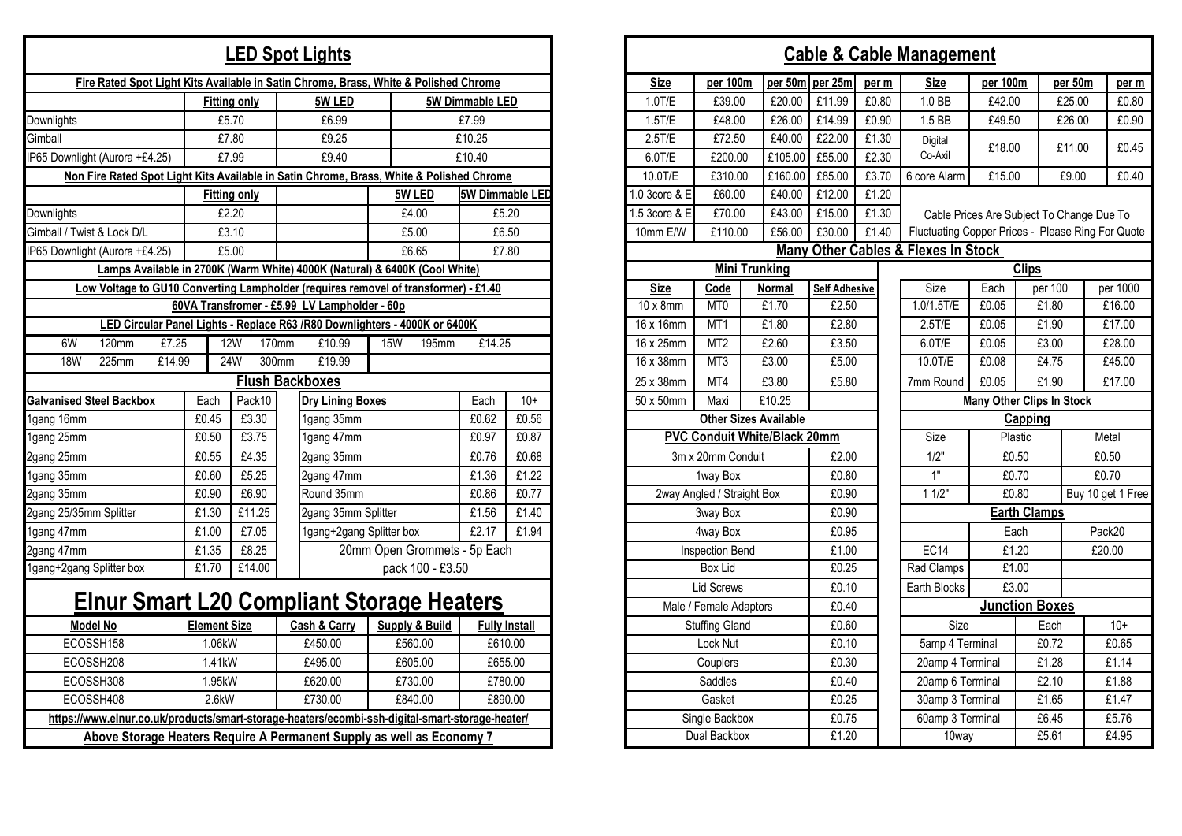# LED Spot Lights

**Fire Rated Spot Light Kits Available in Satin Chrome, Brass, White & Polished Chrome**

| | Fitting only | 5W LED | 5W Dimmable LED |
|---|---|---|---|
| Downlights | £5.70 | £6.99 | £7.99 |
| Gimball | £7.80 | £9.25 | £10.25 |
| IP65 Downlight (Aurora +£4.25) | £7.99 | £9.40 | £10.40 |

**Non Fire Rated Spot Light Kits Available in Satin Chrome, Brass, White & Polished Chrome**

| | Fitting only | 5W LED | 5W Dimmable LED |
|---|---|---|---|
| Downlights | £2.20 | £4.00 | £5.20 |
| Gimball / Twist & Lock D/L | £3.10 | £5.00 | £6.50 |
| IP65 Downlight (Aurora +£4.25) | £5.00 | £6.65 | £7.80 |

**Lamps Available in 2700K (Warm White) 4000K (Natural) & 6400K (Cool White)**

**Low Voltage to GU10 Converting Lampholder (requires removel of transformer) - £1.40**

**60VA Transfromer - £5.99 LV Lampholder - 60p**

**LED Circular Panel Lights - Replace R63 /R80 Downlighters - 4000K or 6400K**

| Watt | Size | Price | Watt | Size | Price | Watt | Size | Price |
|---|---|---|---|---|---|---|---|---|
| 6W | 120mm | £7.25 | 12W | 170mm | £10.99 | 15W | 195mm | £14.25 |
| 18W | 225mm | £14.99 | 24W | 300mm | £19.99 | | | |

## Flush Backboxes

| Galvanised Steel Backbox | Each | Pack10 | Dry Lining Boxes | Each | 10+ |
|---|---|---|---|---|---|
| 1gang 16mm | £0.45 | £3.30 | 1gang 35mm | £0.62 | £0.56 |
| 1gang 25mm | £0.50 | £3.75 | 1gang 47mm | £0.97 | £0.87 |
| 2gang 25mm | £0.55 | £4.35 | 2gang 35mm | £0.76 | £0.68 |
| 1gang 35mm | £0.60 | £5.25 | 2gang 47mm | £1.36 | £1.22 |
| 2gang 35mm | £0.90 | £6.90 | Round 35mm | £0.86 | £0.77 |
| 2gang 25/35mm Splitter | £1.30 | £11.25 | 2gang 35mm Splitter | £1.56 | £1.40 |
| 1gang 47mm | £1.00 | £7.05 | 1gang+2gang Splitter box | £2.17 | £1.94 |
| 2gang 47mm | £1.35 | £8.25 | 20mm Open Grommets - 5p Each | | |
| 1gang+2gang Splitter box | £1.70 | £14.00 | pack 100 - £3.50 | | |

# Elnur Smart L20 Compliant Storage Heaters

| Model No | Element Size | Cash & Carry | Supply & Build | Fully Install |
|---|---|---|---|---|
| ECOSSH158 | 1.06kW | £450.00 | £560.00 | £610.00 |
| ECOSSH208 | 1.41kW | £495.00 | £605.00 | £655.00 |
| ECOSSH308 | 1.95kW | £620.00 | £730.00 | £780.00 |
| ECOSSH408 | 2.6kW | £730.00 | £840.00 | £890.00 |

**https://www.elnur.co.uk/products/smart-storage-heaters/ecombi-ssh-digital-smart-storage-heater/**

**Above Storage Heaters Require A Permanent Supply as well as Economy 7**

# Cable & Cable Management

| Size | per 100m | per 50m | per 25m | per m |
|---|---|---|---|---|
| 1.0T/E | £39.00 | £20.00 | £11.99 | £0.80 |
| 1.5T/E | £48.00 | £26.00 | £14.99 | £0.90 |
| 2.5T/E | £72.50 | £40.00 | £22.00 | £1.30 |
| 6.0T/E | £200.00 | £105.00 | £55.00 | £2.30 |
| 10.0T/E | £310.00 | £160.00 | £85.00 | £3.70 |
| 1.0 3core & E | £60.00 | £40.00 | £12.00 | £1.20 |
| 1.5 3core & E | £70.00 | £43.00 | £15.00 | £1.30 |
| 10mm E/W | £110.00 | £56.00 | £30.00 | £1.40 |

| Size | per 100m | per 50m | per m |
|---|---|---|---|
| 1.0 BB | £42.00 | £25.00 | £0.80 |
| 1.5 BB | £49.50 | £26.00 | £0.90 |
| Digital Co-Axil | £18.00 | £11.00 | £0.45 |
| 6 core Alarm | £15.00 | £9.00 | £0.40 |

Cable Prices Are Subject To Change Due To Fluctuating Copper Prices - Please Ring For Quote

**Many Other Cables & Flexes In Stock**

## Mini Trunking

| Size | Code | Normal | Self Adhesive |
|---|---|---|---|
| 10 x 8mm | MT0 | £1.70 | £2.50 |
| 16 x 16mm | MT1 | £1.80 | £2.80 |
| 16 x 25mm | MT2 | £2.60 | £3.50 |
| 16 x 38mm | MT3 | £3.00 | £5.00 |
| 25 x 38mm | MT4 | £3.80 | £5.80 |
| 50 x 50mm | Maxi | £10.25 | |

**Other Sizes Available**

## PVC Conduit White/Black 20mm

| Item | Price |
|---|---|
| 3m x 20mm Conduit | £2.00 |
| 1way Box | £0.80 |
| 2way Angled / Straight Box | £0.90 |
| 3way Box | £0.90 |
| 4way Box | £0.95 |
| Inspection Bend | £1.00 |
| Box Lid | £0.25 |
| Lid Screws | £0.10 |
| Male / Female Adaptors | £0.40 |
| Stuffing Gland | £0.60 |
| Lock Nut | £0.10 |
| Couplers | £0.30 |
| Saddles | £0.40 |
| Gasket | £0.25 |
| Single Backbox | £0.75 |
| Dual Backbox | £1.20 |

## Clips

| Size | Each | per 100 | per 1000 |
|---|---|---|---|
| 1.0/1.5T/E | £0.05 | £1.80 | £16.00 |
| 2.5T/E | £0.05 | £1.90 | £17.00 |
| 6.0T/E | £0.05 | £3.00 | £28.00 |
| 10.0T/E | £0.08 | £4.75 | £45.00 |
| 7mm Round | £0.05 | £1.90 | £17.00 |

**Many Other Clips In Stock**

## Capping

| Size | Plastic | Metal |
|---|---|---|
| 1/2" | £0.50 | £0.50 |
| 1" | £0.70 | £0.70 |
| 1 1/2" | £0.80 | Buy 10 get 1 Free |

## Earth Clamps

| | Each | Pack20 |
|---|---|---|
| EC14 | £1.20 | £20.00 |
| Rad Clamps | £1.00 | |
| Earth Blocks | £3.00 | |

## Junction Boxes

| Size | Each | 10+ |
|---|---|---|
| 5amp 4 Terminal | £0.72 | £0.65 |
| 20amp 4 Terminal | £1.28 | £1.14 |
| 20amp 6 Terminal | £2.10 | £1.88 |
| 30amp 3 Terminal | £1.65 | £1.47 |
| 60amp 3 Terminal | £6.45 | £5.76 |
| 10way | £5.61 | £4.95 |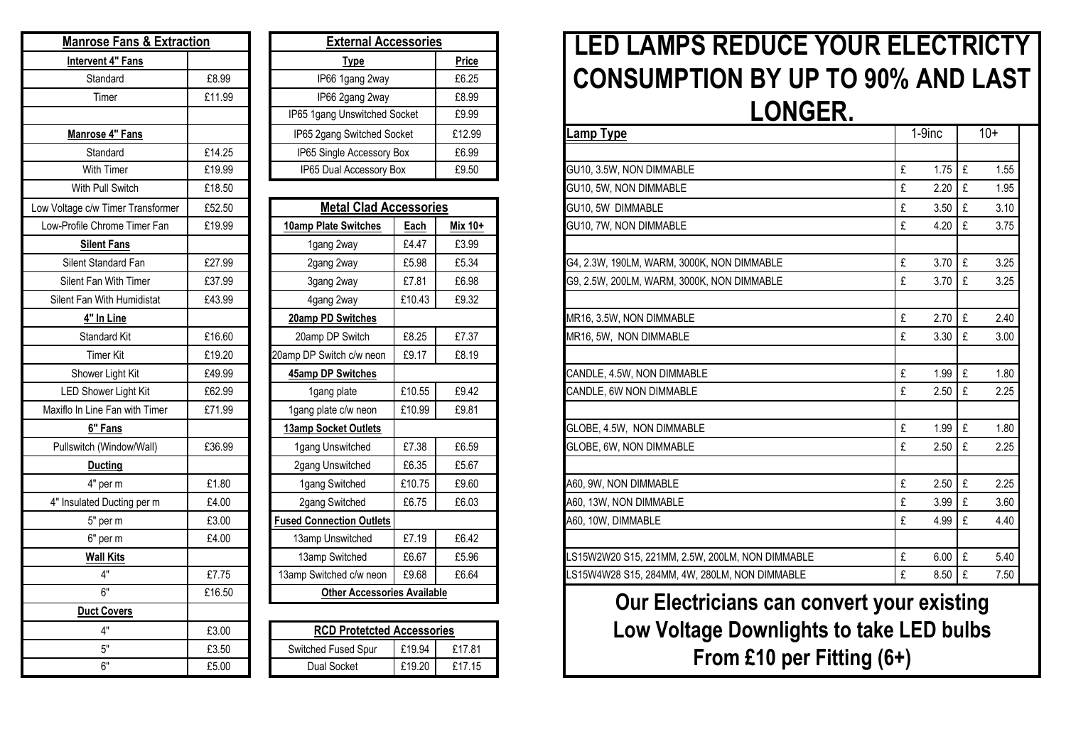| Manrose Fans & Extraction | |
|---|---|
| **Intervent 4" Fans** | |
| Standard | £8.99 |
| Timer | £11.99 |
| | |
| **Manrose 4" Fans** | |
| Standard | £14.25 |
| With Timer | £19.99 |
| With Pull Switch | £18.50 |
| Low Voltage c/w Timer Transformer | £52.50 |
| Low-Profile Chrome Timer Fan | £19.99 |
| **Silent Fans** | |
| Silent Standard Fan | £27.99 |
| Silent Fan With Timer | £37.99 |
| Silent Fan With Humidistat | £43.99 |
| **4" In Line** | |
| Standard Kit | £16.60 |
| Timer Kit | £19.20 |
| Shower Light Kit | £49.99 |
| LED Shower Light Kit | £62.99 |
| Maxiflo In Line Fan with Timer | £71.99 |
| **6" Fans** | |
| Pullswitch (Window/Wall) | £36.99 |
| **Ducting** | |
| 4" per m | £1.80 |
| 4" Insulated Ducting per m | £4.00 |
| 5" per m | £3.00 |
| 6" per m | £4.00 |
| **Wall Kits** | |
| 4" | £7.75 |
| 6" | £16.50 |
| **Duct Covers** | |
| 4" | £3.00 |
| 5" | £3.50 |
| 6" | £5.00 |

| External Accessories | |
|---|---|
| **Type** | **Price** |
| IP66 1gang 2way | £6.25 |
| IP66 2gang 2way | £8.99 |
| IP65 1gang Unswitched Socket | £9.99 |
| IP65 2gang Switched Socket | £12.99 |
| IP65 Single Accessory Box | £6.99 |
| IP65 Dual Accessory Box | £9.50 |

| Metal Clad Accessories | | |
|---|---|---|
| **10amp Plate Switches** | **Each** | **Mix 10+** |
| 1gang 2way | £4.47 | £3.99 |
| 2gang 2way | £5.98 | £5.34 |
| 3gang 2way | £7.81 | £6.98 |
| 4gang 2way | £10.43 | £9.32 |
| **20amp PD Switches** | | |
| 20amp DP Switch | £8.25 | £7.37 |
| 20amp DP Switch c/w neon | £9.17 | £8.19 |
| **45amp DP Switches** | | |
| 1gang plate | £10.55 | £9.42 |
| 1gang plate c/w neon | £10.99 | £9.81 |
| **13amp Socket Outlets** | | |
| 1gang Unswitched | £7.38 | £6.59 |
| 2gang Unswitched | £6.35 | £5.67 |
| 1gang Switched | £10.75 | £9.60 |
| 2gang Switched | £6.75 | £6.03 |
| **Fused Connection Outlets** | | |
| 13amp Unswitched | £7.19 | £6.42 |
| 13amp Switched | £6.67 | £5.96 |
| 13amp Switched c/w neon | £9.68 | £6.64 |
| **Other Accessories Available** | | |

| RCD Protetcted Accessories | | |
|---|---|---|
| Switched Fused Spur | £19.94 | £17.81 |
| Dual Socket | £19.20 | £17.15 |

# LED LAMPS REDUCE YOUR ELECTRICTY CONSUMPTION BY UP TO 90% AND LAST LONGER.

| Lamp Type | 1-9inc | 10+ |
|---|---|---|
| | | |
| GU10, 3.5W, NON DIMMABLE | £ 1.75 | £ 1.55 |
| GU10, 5W, NON DIMMABLE | £ 2.20 | £ 1.95 |
| GU10, 5W DIMMABLE | £ 3.50 | £ 3.10 |
| GU10, 7W, NON DIMMABLE | £ 4.20 | £ 3.75 |
| | | |
| G4, 2.3W, 190LM, WARM, 3000K, NON DIMMABLE | £ 3.70 | £ 3.25 |
| G9, 2.5W, 200LM, WARM, 3000K, NON DIMMABLE | £ 3.70 | £ 3.25 |
| | | |
| MR16, 3.5W, NON DIMMABLE | £ 2.70 | £ 2.40 |
| MR16, 5W, NON DIMMABLE | £ 3.30 | £ 3.00 |
| | | |
| CANDLE, 4.5W, NON DIMMABLE | £ 1.99 | £ 1.80 |
| CANDLE, 6W NON DIMMABLE | £ 2.50 | £ 2.25 |
| | | |
| GLOBE, 4.5W, NON DIMMABLE | £ 1.99 | £ 1.80 |
| GLOBE, 6W, NON DIMMABLE | £ 2.50 | £ 2.25 |
| | | |
| A60, 9W, NON DIMMABLE | £ 2.50 | £ 2.25 |
| A60, 13W, NON DIMMABLE | £ 3.99 | £ 3.60 |
| A60, 10W, DIMMABLE | £ 4.99 | £ 4.40 |
| | | |
| LS15W2W20 S15, 221MM, 2.5W, 200LM, NON DIMMABLE | £ 6.00 | £ 5.40 |
| LS15W4W28 S15, 284MM, 4W, 280LM, NON DIMMABLE | £ 8.50 | £ 7.50 |

**Our Electricians can convert your existing Low Voltage Downlights to take LED bulbs From £10 per Fitting (6+)**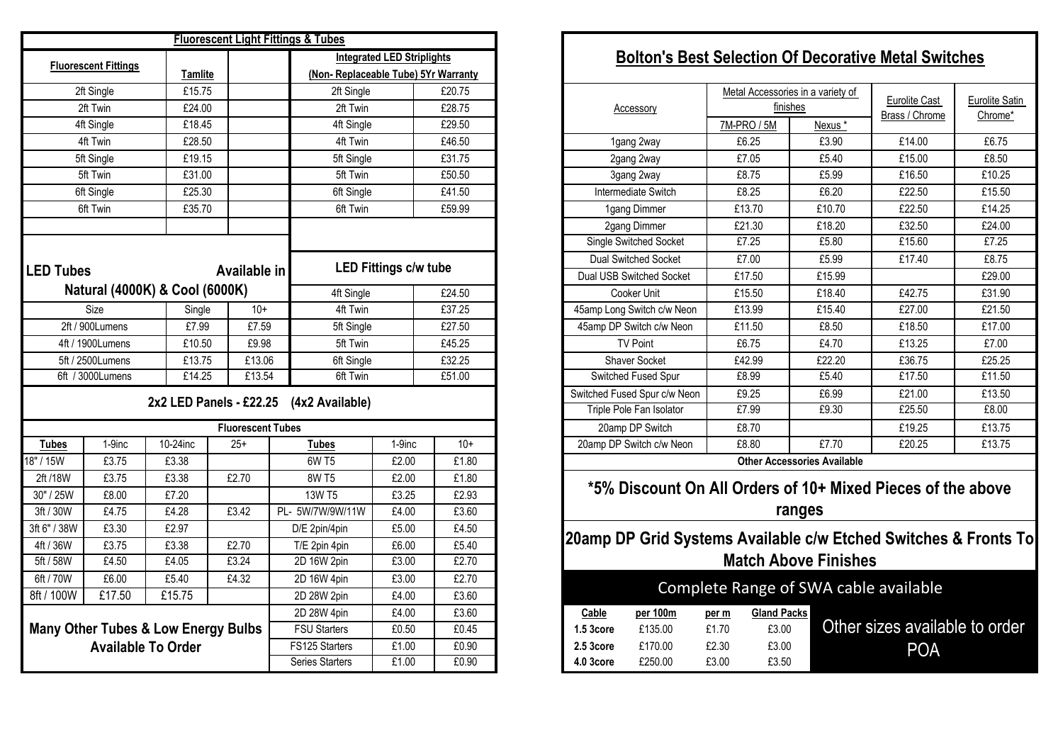## Fluorescent Light Fittings & Tubes

| Fluorescent Fittings | Tamlite | |
|---|---|---|
| 2ft Single | £15.75 | |
| 2ft Twin | £24.00 | |
| 4ft Single | £18.45 | |
| 4ft Twin | £28.50 | |
| 5ft Single | £19.15 | |
| 5ft Twin | £31.00 | |
| 6ft Single | £25.30 | |
| 6ft Twin | £35.70 | |

| Integrated LED Striplights (Non- Replaceable Tube) 5Yr Warranty | |
|---|---|
| 2ft Single | £20.75 |
| 2ft Twin | £28.75 |
| 4ft Single | £29.50 |
| 4ft Twin | £46.50 |
| 5ft Single | £31.75 |
| 5ft Twin | £50.50 |
| 6ft Single | £41.50 |
| 6ft Twin | £59.99 |

**LED Tubes Available in Natural (4000K) & Cool (6000K)**

| Size | Single | 10+ |
|---|---|---|
| 2ft / 900Lumens | £7.99 | £7.59 |
| 4ft / 1900Lumens | £10.50 | £9.98 |
| 5ft / 2500Lumens | £13.75 | £13.06 |
| 6ft / 3000Lumens | £14.25 | £13.54 |

**LED Fittings c/w tube**

| | |
|---|---|
| 4ft Single | £24.50 |
| 4ft Twin | £37.25 |
| 5ft Single | £27.50 |
| 5ft Twin | £45.25 |
| 6ft Single | £32.25 |
| 6ft Twin | £51.00 |

**2x2 LED Panels - £22.25 (4x2 Available)**

### Fluorescent Tubes

| Tubes | 1-9inc | 10-24inc | 25+ |
|---|---|---|---|
| 18" / 15W | £3.75 | £3.38 | |
| 2ft /18W | £3.75 | £3.38 | £2.70 |
| 30" / 25W | £8.00 | £7.20 | |
| 3ft / 30W | £4.75 | £4.28 | £3.42 |
| 3ft 6" / 38W | £3.30 | £2.97 | |
| 4ft / 36W | £3.75 | £3.38 | £2.70 |
| 5ft / 58W | £4.50 | £4.05 | £3.24 |
| 6ft / 70W | £6.00 | £5.40 | £4.32 |
| 8ft / 100W | £17.50 | £15.75 | |

| Tubes | 1-9inc | 10+ |
|---|---|---|
| 6W T5 | £2.00 | £1.80 |
| 8W T5 | £2.00 | £1.80 |
| 13W T5 | £3.25 | £2.93 |
| PL- 5W/7W/9W/11W | £4.00 | £3.60 |
| D/E 2pin/4pin | £5.00 | £4.50 |
| T/E 2pin 4pin | £6.00 | £5.40 |
| 2D 16W 2pin | £3.00 | £2.70 |
| 2D 16W 4pin | £3.00 | £2.70 |
| 2D 28W 2pin | £4.00 | £3.60 |
| 2D 28W 4pin | £4.00 | £3.60 |
| FSU Starters | £0.50 | £0.45 |
| FS125 Starters | £1.00 | £0.90 |
| Series Starters | £1.00 | £0.90 |

**Many Other Tubes & Low Energy Bulbs Available To Order**

## Bolton's Best Selection Of Decorative Metal Switches

| Accessory | Metal Accessories in a variety of finishes: 7M-PRO / 5M | Nexus * | Eurolite Cast Brass / Chrome | Eurolite Satin Chrome* |
|---|---|---|---|---|
| 1gang 2way | £6.25 | £3.90 | £14.00 | £6.75 |
| 2gang 2way | £7.05 | £5.40 | £15.00 | £8.50 |
| 3gang 2way | £8.75 | £5.99 | £16.50 | £10.25 |
| Intermediate Switch | £8.25 | £6.20 | £22.50 | £15.50 |
| 1gang Dimmer | £13.70 | £10.70 | £22.50 | £14.25 |
| 2gang Dimmer | £21.30 | £18.20 | £32.50 | £24.00 |
| Single Switched Socket | £7.25 | £5.80 | £15.60 | £7.25 |
| Dual Switched Socket | £7.00 | £5.99 | £17.40 | £8.75 |
| Dual USB Switched Socket | £17.50 | £15.99 | | £29.00 |
| Cooker Unit | £15.50 | £18.40 | £42.75 | £31.90 |
| 45amp Long Switch c/w Neon | £13.99 | £15.40 | £27.00 | £21.50 |
| 45amp DP Switch c/w Neon | £11.50 | £8.50 | £18.50 | £17.00 |
| TV Point | £6.75 | £4.70 | £13.25 | £7.00 |
| Shaver Socket | £42.99 | £22.20 | £36.75 | £25.25 |
| Switched Fused Spur | £8.99 | £5.40 | £17.50 | £11.50 |
| Switched Fused Spur c/w Neon | £9.25 | £6.99 | £21.00 | £13.50 |
| Triple Pole Fan Isolator | £7.99 | £9.30 | £25.50 | £8.00 |
| 20amp DP Switch | £8.70 | | £19.25 | £13.75 |
| 20amp DP Switch c/w Neon | £8.80 | £7.70 | £20.25 | £13.75 |

**Other Accessories Available**

**\*5% Discount On All Orders of 10+ Mixed Pieces of the above ranges**

**20amp DP Grid Systems Available c/w Etched Switches & Fronts To Match Above Finishes**

### Complete Range of SWA cable available

| Cable | per 100m | per m | Gland Packs |
|---|---|---|---|
| 1.5 3core | £135.00 | £1.70 | £3.00 |
| 2.5 3core | £170.00 | £2.30 | £3.00 |
| 4.0 3core | £250.00 | £3.00 | £3.50 |

Other sizes available to order POA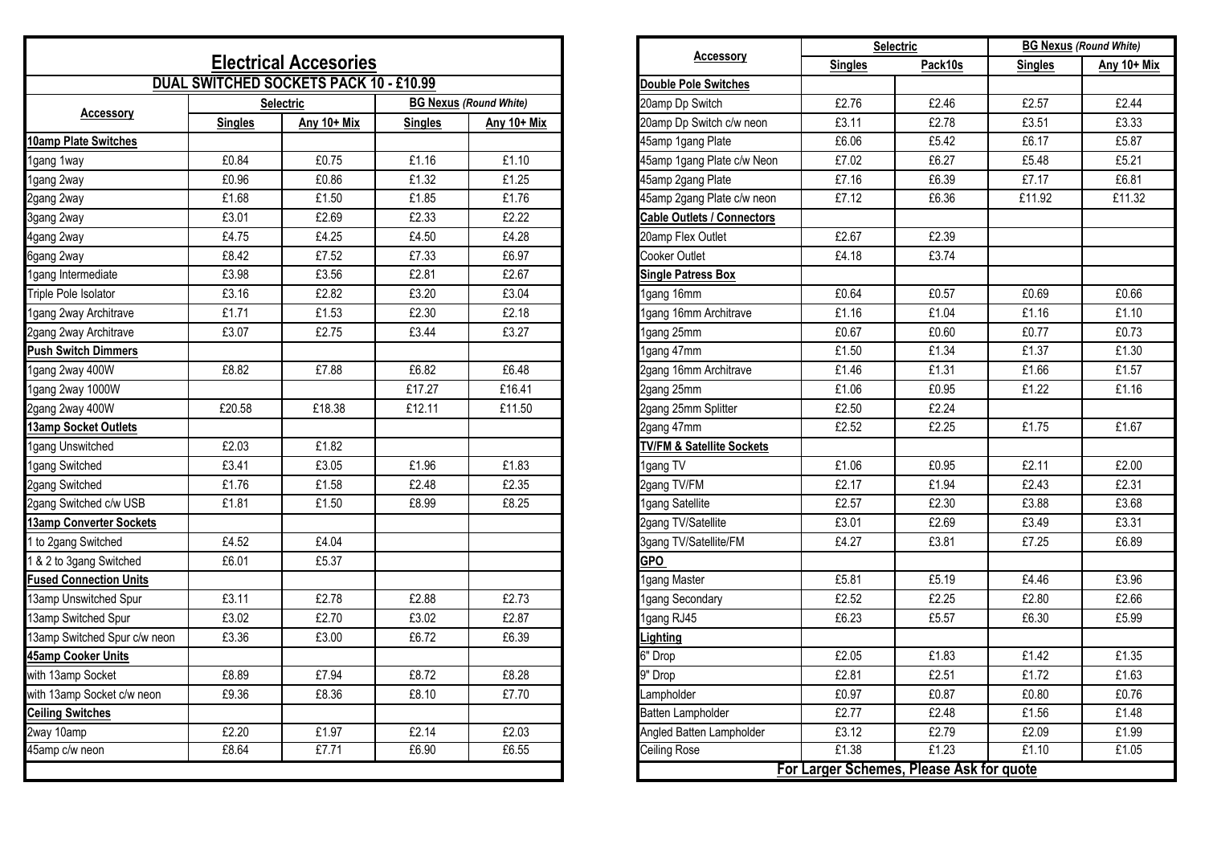## Electrical Accesories

### DUAL SWITCHED SOCKETS PACK 10 - £10.99

| Accessory | Selectric | | BG Nexus *(Round White)* | |
|---|---|---|---|---|
| | Singles | Any 10+ Mix | Singles | Any 10+ Mix |
| **10amp Plate Switches** | | | | |
| 1gang 1way | £0.84 | £0.75 | £1.16 | £1.10 |
| 1gang 2way | £0.96 | £0.86 | £1.32 | £1.25 |
| 2gang 2way | £1.68 | £1.50 | £1.85 | £1.76 |
| 3gang 2way | £3.01 | £2.69 | £2.33 | £2.22 |
| 4gang 2way | £4.75 | £4.25 | £4.50 | £4.28 |
| 6gang 2way | £8.42 | £7.52 | £7.33 | £6.97 |
| 1gang Intermediate | £3.98 | £3.56 | £2.81 | £2.67 |
| Triple Pole Isolator | £3.16 | £2.82 | £3.20 | £3.04 |
| 1gang 2way Architrave | £1.71 | £1.53 | £2.30 | £2.18 |
| 2gang 2way Architrave | £3.07 | £2.75 | £3.44 | £3.27 |
| **Push Switch Dimmers** | | | | |
| 1gang 2way 400W | £8.82 | £7.88 | £6.82 | £6.48 |
| 1gang 2way 1000W | | | £17.27 | £16.41 |
| 2gang 2way 400W | £20.58 | £18.38 | £12.11 | £11.50 |
| **13amp Socket Outlets** | | | | |
| 1gang Unswitched | £2.03 | £1.82 | | |
| 1gang Switched | £3.41 | £3.05 | £1.96 | £1.83 |
| 2gang Switched | £1.76 | £1.58 | £2.48 | £2.35 |
| 2gang Switched c/w USB | £1.81 | £1.50 | £8.99 | £8.25 |
| **13amp Converter Sockets** | | | | |
| 1 to 2gang Switched | £4.52 | £4.04 | | |
| 1 & 2 to 3gang Switched | £6.01 | £5.37 | | |
| **Fused Connection Units** | | | | |
| 13amp Unswitched Spur | £3.11 | £2.78 | £2.88 | £2.73 |
| 13amp Switched Spur | £3.02 | £2.70 | £3.02 | £2.87 |
| 13amp Switched Spur c/w neon | £3.36 | £3.00 | £6.72 | £6.39 |
| **45amp Cooker Units** | | | | |
| with 13amp Socket | £8.89 | £7.94 | £8.72 | £8.28 |
| with 13amp Socket c/w neon | £9.36 | £8.36 | £8.10 | £7.70 |
| **Ceiling Switches** | | | | |
| 2way 10amp | £2.20 | £1.97 | £2.14 | £2.03 |
| 45amp c/w neon | £8.64 | £7.71 | £6.90 | £6.55 |

| Accessory | Selectric | | BG Nexus *(Round White)* | |
|---|---|---|---|---|
| | Singles | Pack10s | Singles | Any 10+ Mix |
| **Double Pole Switches** | | | | |
| 20amp Dp Switch | £2.76 | £2.46 | £2.57 | £2.44 |
| 20amp Dp Switch c/w neon | £3.11 | £2.78 | £3.51 | £3.33 |
| 45amp 1gang Plate | £6.06 | £5.42 | £6.17 | £5.87 |
| 45amp 1gang Plate c/w Neon | £7.02 | £6.27 | £5.48 | £5.21 |
| 45amp 2gang Plate | £7.16 | £6.39 | £7.17 | £6.81 |
| 45amp 2gang Plate c/w neon | £7.12 | £6.36 | £11.92 | £11.32 |
| **Cable Outlets / Connectors** | | | | |
| 20amp Flex Outlet | £2.67 | £2.39 | | |
| Cooker Outlet | £4.18 | £3.74 | | |
| **Single Patress Box** | | | | |
| 1gang 16mm | £0.64 | £0.57 | £0.69 | £0.66 |
| 1gang 16mm Architrave | £1.16 | £1.04 | £1.16 | £1.10 |
| 1gang 25mm | £0.67 | £0.60 | £0.77 | £0.73 |
| 1gang 47mm | £1.50 | £1.34 | £1.37 | £1.30 |
| 2gang 16mm Architrave | £1.46 | £1.31 | £1.66 | £1.57 |
| 2gang 25mm | £1.06 | £0.95 | £1.22 | £1.16 |
| 2gang 25mm Splitter | £2.50 | £2.24 | | |
| 2gang 47mm | £2.52 | £2.25 | £1.75 | £1.67 |
| **TV/FM & Satellite Sockets** | | | | |
| 1gang TV | £1.06 | £0.95 | £2.11 | £2.00 |
| 2gang TV/FM | £2.17 | £1.94 | £2.43 | £2.31 |
| 1gang Satellite | £2.57 | £2.30 | £3.88 | £3.68 |
| 2gang TV/Satellite | £3.01 | £2.69 | £3.49 | £3.31 |
| 3gang TV/Satellite/FM | £4.27 | £3.81 | £7.25 | £6.89 |
| **GPO** | | | | |
| 1gang Master | £5.81 | £5.19 | £4.46 | £3.96 |
| 1gang Secondary | £2.52 | £2.25 | £2.80 | £2.66 |
| 1gang RJ45 | £6.23 | £5.57 | £6.30 | £5.99 |
| **Lighting** | | | | |
| 6" Drop | £2.05 | £1.83 | £1.42 | £1.35 |
| 9" Drop | £2.81 | £2.51 | £1.72 | £1.63 |
| Lampholder | £0.97 | £0.87 | £0.80 | £0.76 |
| Batten Lampholder | £2.77 | £2.48 | £1.56 | £1.48 |
| Angled Batten Lampholder | £3.12 | £2.79 | £2.09 | £1.99 |
| Ceiling Rose | £1.38 | £1.23 | £1.10 | £1.05 |

**For Larger Schemes, Please Ask for quote**